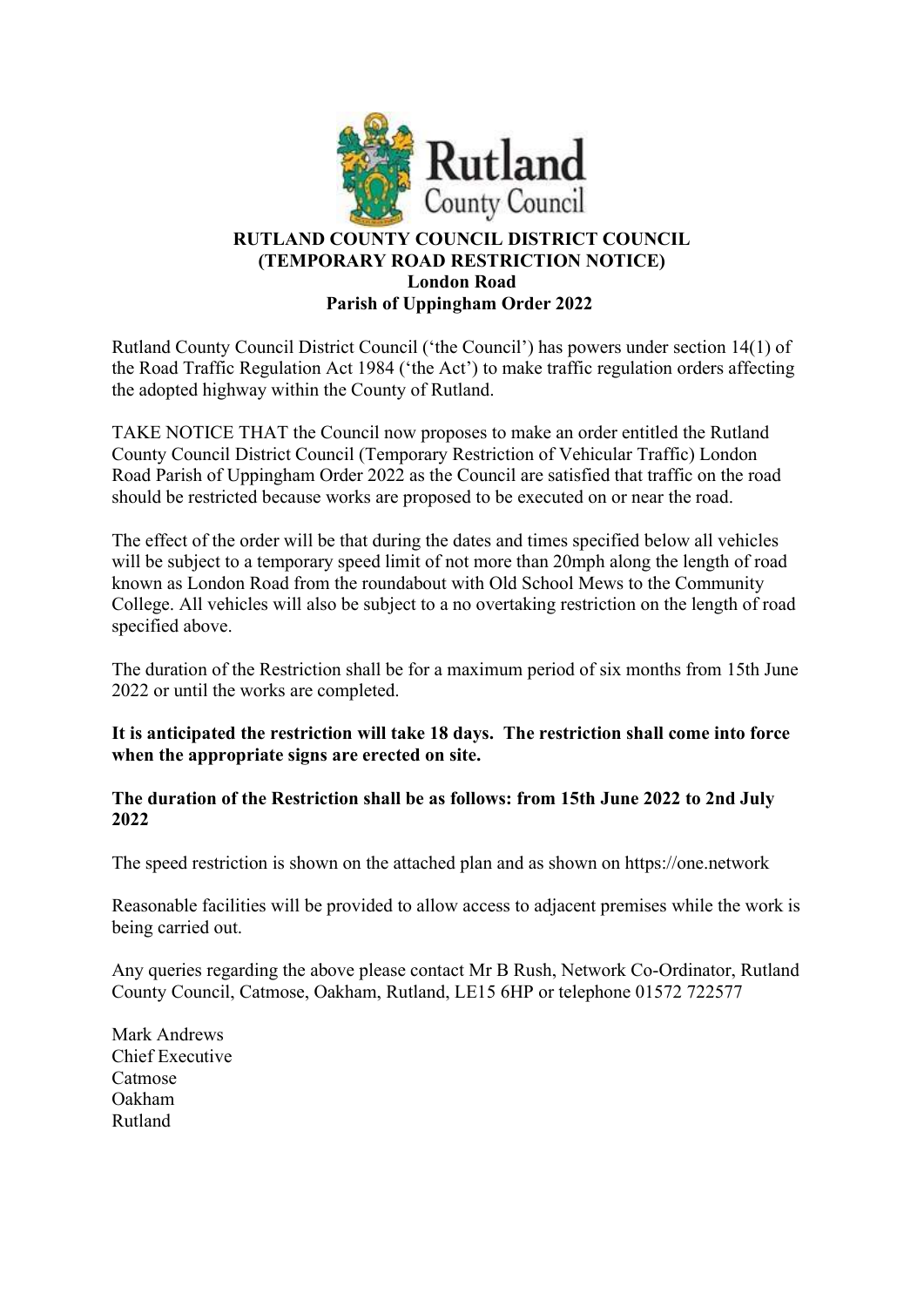# RUTLAND COUNTY COUNCIL DISTRICT COUNCIL
## (TEMPORARY ROAD RESTRICTION NOTICE)
## London Road
## Parish of Uppingham Order 2022

Rutland County Council District Council ('the Council') has powers under section 14(1) of the Road Traffic Regulation Act 1984 ('the Act') to make traffic regulation orders affecting the adopted highway within the County of Rutland.

TAKE NOTICE THAT the Council now proposes to make an order entitled the Rutland County Council District Council (Temporary Restriction of Vehicular Traffic) London Road Parish of Uppingham Order 2022 as the Council are satisfied that traffic on the road should be restricted because works are proposed to be executed on or near the road.

The effect of the order will be that during the dates and times specified below all vehicles will be subject to a temporary speed limit of not more than 20mph along the length of road known as London Road from the roundabout with Old School Mews to the Community College. All vehicles will also be subject to a no overtaking restriction on the length of road specified above.

The duration of the Restriction shall be for a maximum period of six months from 15th June 2022 or until the works are completed.

**It is anticipated the restriction will take 18 days. The restriction shall come into force when the appropriate signs are erected on site.**

**The duration of the Restriction shall be as follows: from 15th June 2022 to 2nd July 2022**

The speed restriction is shown on the attached plan and as shown on https://one.network

Reasonable facilities will be provided to allow access to adjacent premises while the work is being carried out.

Any queries regarding the above please contact Mr B Rush, Network Co-Ordinator, Rutland County Council, Catmose, Oakham, Rutland, LE15 6HP or telephone 01572 722577

Mark Andrews
Chief Executive
Catmose
Oakham
Rutland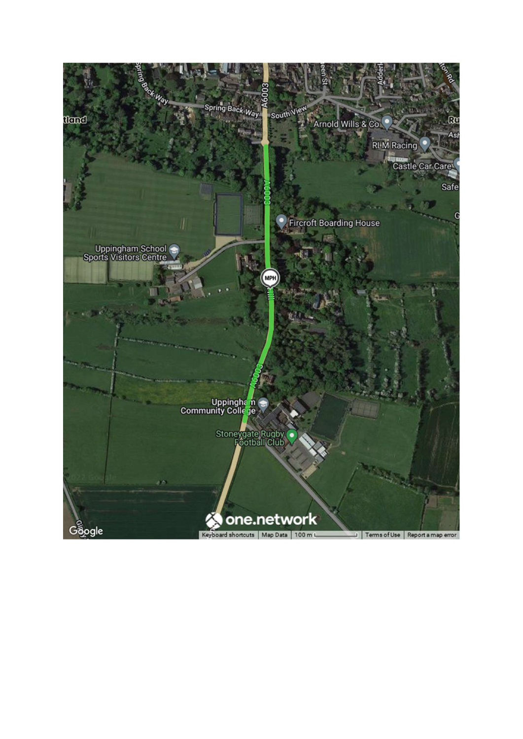Spring Back Way
Spring Back Way
A6003
South View
Arnold Wills & Co
RLM Racing
Castle Car Care
A6003
Fircroft Boarding House
Uppingham School Sports Visitors Centre
MPH
A6003
Uppingham Community College
Stoneygate Rugby Football Club
one.network
Google
Keyboard shortcuts
Map Data
100 m
Terms of Use
Report a map error